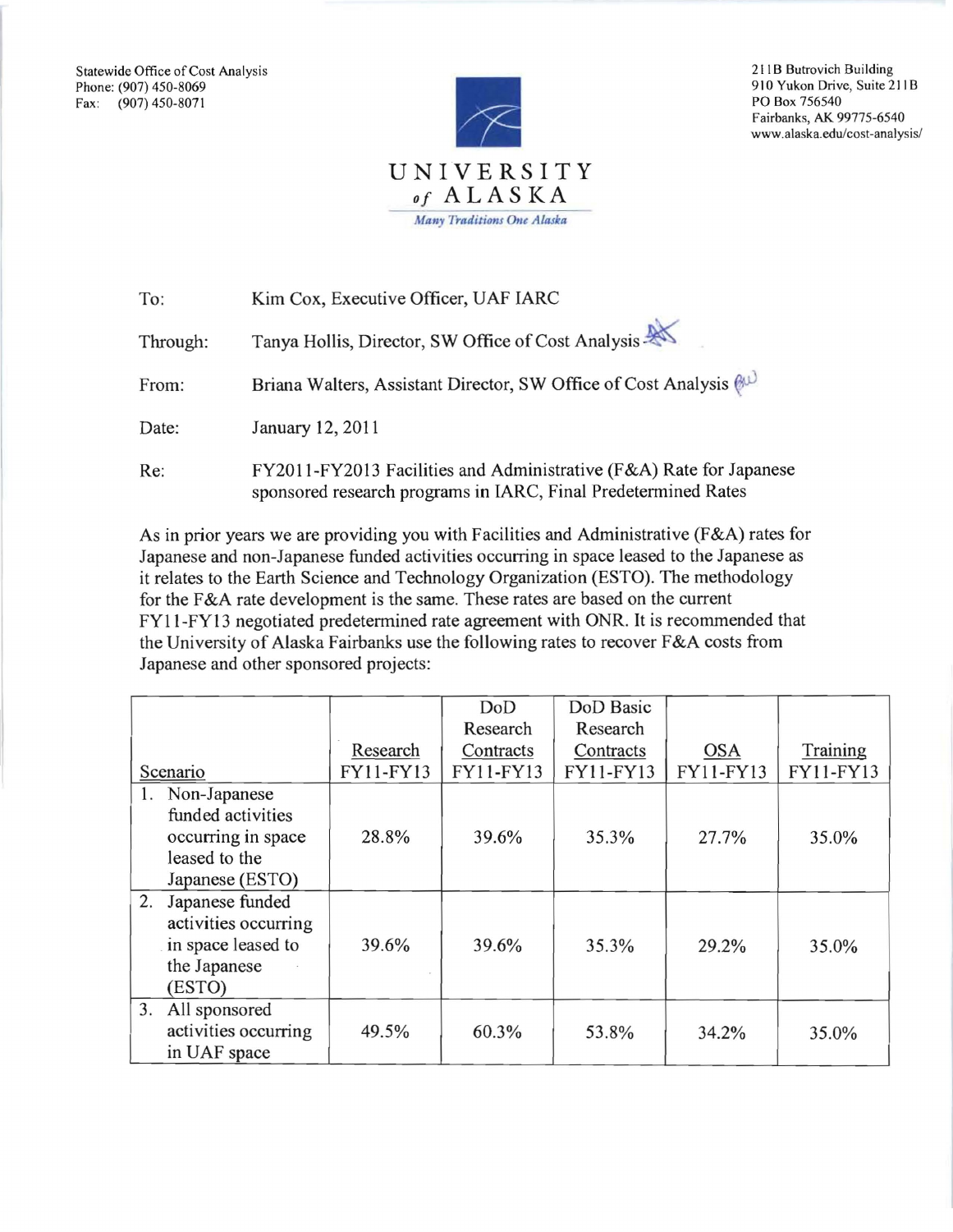Statewide Office of Cost Analysis
Phone: (907) 450-8069
Fax: (907) 450-8071

211B Butrovich Building
910 Yukon Drive, Suite 211B
PO Box 756540
Fairbanks, AK 99775-6540
www.alaska.edu/cost-analysis/

UNIVERSITY *of* ALASKA

*Many Traditions One Alaska*

To: Kim Cox, Executive Officer, UAF IARC

Through: Tanya Hollis, Director, SW Office of Cost Analysis

From: Briana Walters, Assistant Director, SW Office of Cost Analysis

Date: January 12, 2011

Re: FY2011-FY2013 Facilities and Administrative (F&A) Rate for Japanese sponsored research programs in IARC, Final Predetermined Rates

As in prior years we are providing you with Facilities and Administrative (F&A) rates for Japanese and non-Japanese funded activities occurring in space leased to the Japanese as it relates to the Earth Science and Technology Organization (ESTO). The methodology for the F&A rate development is the same. These rates are based on the current FY11-FY13 negotiated predetermined rate agreement with ONR. It is recommended that the University of Alaska Fairbanks use the following rates to recover F&A costs from Japanese and other sponsored projects:

| Scenario | Research FY11-FY13 | DoD Research Contracts FY11-FY13 | DoD Basic Research Contracts FY11-FY13 | OSA FY11-FY13 | Training FY11-FY13 |
|---|---|---|---|---|---|
| 1. Non-Japanese funded activities occurring in space leased to the Japanese (ESTO) | 28.8% | 39.6% | 35.3% | 27.7% | 35.0% |
| 2. Japanese funded activities occurring in space leased to the Japanese (ESTO) | 39.6% | 39.6% | 35.3% | 29.2% | 35.0% |
| 3. All sponsored activities occurring in UAF space | 49.5% | 60.3% | 53.8% | 34.2% | 35.0% |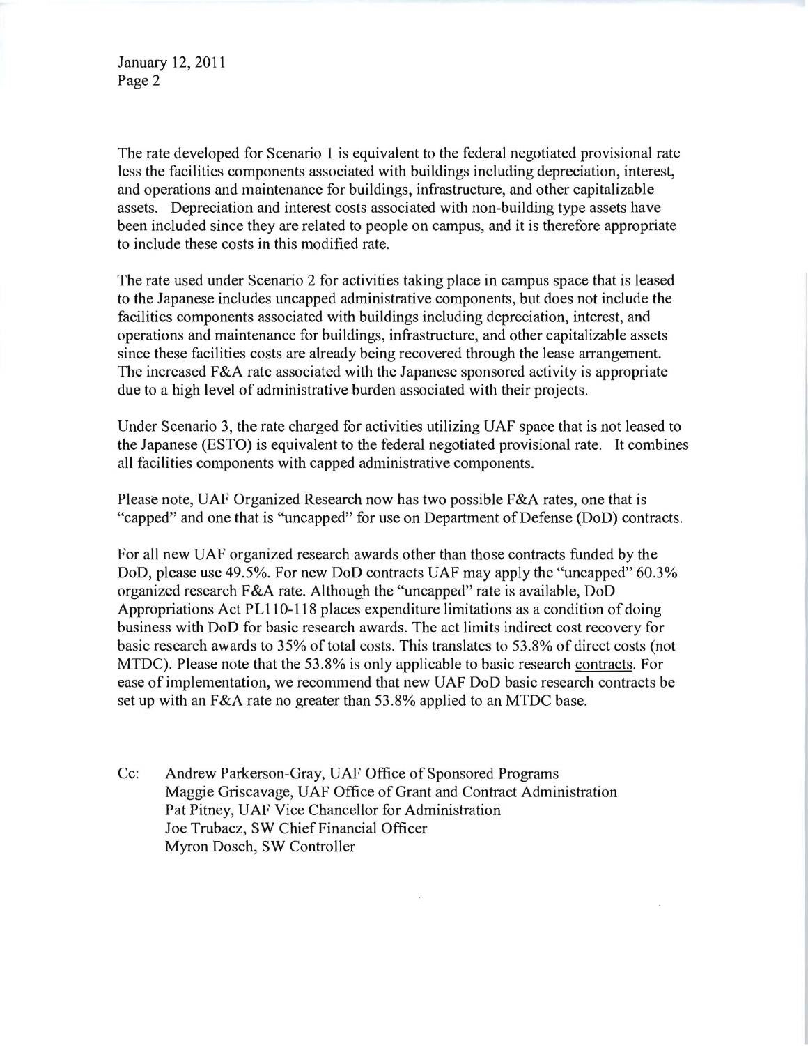The rate developed for Scenario 1 is equivalent to the federal negotiated provisional rate less the facilities components associated with buildings including depreciation, interest, and operations and maintenance for buildings, infrastructure, and other capitalizable assets. Depreciation and interest costs associated with non-building type assets have been included since they are related to people on campus, and it is therefore appropriate to include these costs in this modified rate.

The rate used under Scenario 2 for activities taking place in campus space that is leased to the Japanese includes uncapped administrative components, but does not include the facilities components associated with buildings including depreciation, interest, and operations and maintenance for buildings, infrastructure, and other capitalizable assets since these facilities costs are already being recovered through the lease arrangement. The increased F&A rate associated with the Japanese sponsored activity is appropriate due to a high level of administrative burden associated with their projects.

Under Scenario 3, the rate charged for activities utilizing UAF space that is not leased to the Japanese (ESTO) is equivalent to the federal negotiated provisional rate. It combines all facilities components with capped administrative components.

Please note, UAF Organized Research now has two possible F&A rates, one that is "capped" and one that is "uncapped" for use on Department of Defense (DoD) contracts.

For all new UAF organized research awards other than those contracts funded by the DoD, please use 49.5%. For new DoD contracts UAF may apply the "uncapped" 60.3% organized research F&A rate. Although the "uncapped" rate is available, DoD Appropriations Act PL110-118 places expenditure limitations as a condition of doing business with DoD for basic research awards. The act limits indirect cost recovery for basic research awards to 35% of total costs. This translates to 53.8% of direct costs (not MTDC). Please note that the 53.8% is only applicable to basic research contracts. For ease of implementation, we recommend that new UAF DoD basic research contracts be set up with an F&A rate no greater than 53.8% applied to an MTDC base.

Cc: Andrew Parkerson-Gray, UAF Office of Sponsored Programs
Maggie Griscavage, UAF Office of Grant and Contract Administration
Pat Pitney, UAF Vice Chancellor for Administration
Joe Trubacz, SW Chief Financial Officer
Myron Dosch, SW Controller